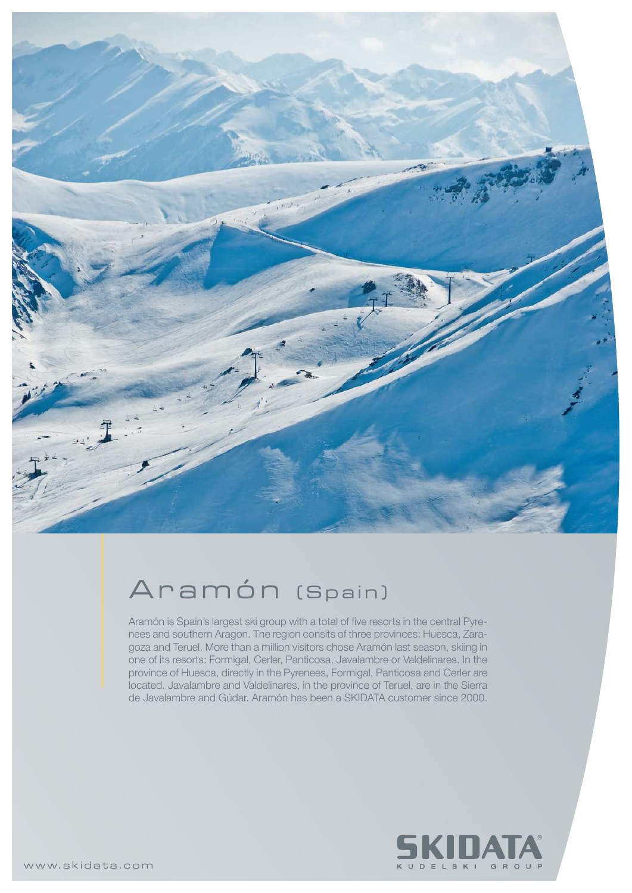# Aramón (Spain)

Aramón is Spain's largest ski group with a total of five resorts in the central Pyrenees and southern Aragon. The region consits of three provinces: Huesca, Zaragoza and Teruel. More than a million visitors chose Aramón last season, skiing in one of its resorts: Formigal, Cerler, Panticosa, Javalambre or Valdelinares. In the province of Huesca, directly in the Pyrenees, Formigal, Panticosa and Cerler are located. Javalambre and Valdelinares, in the province of Teruel, are in the Sierra de Javalambre and Gúdar. Aramón has been a SKIDATA customer since 2000.

SKIDATA KUDELSKI GROUP

www.skidata.com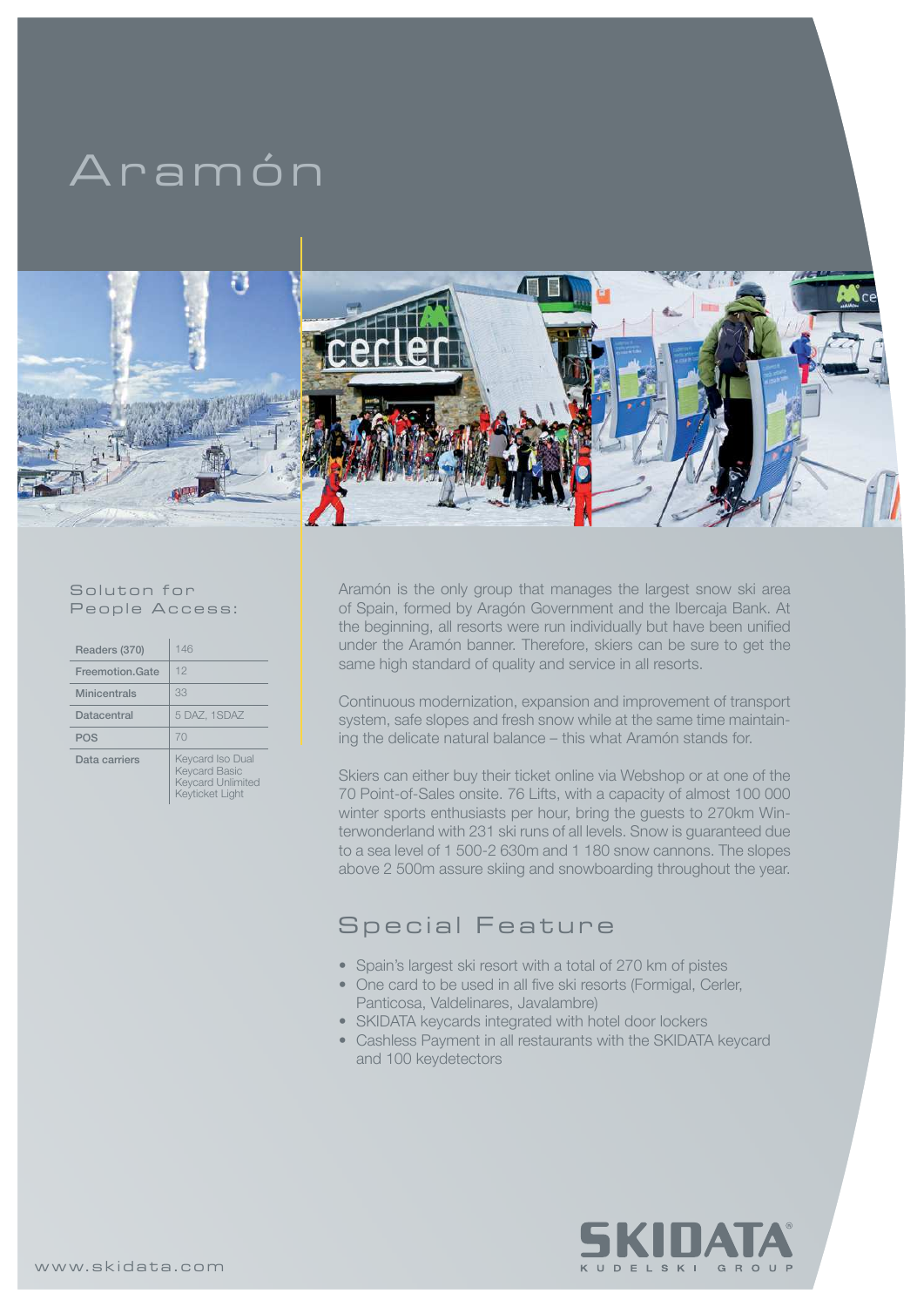# Aramón

## Soluton for People Access:

| | |
|---|---|
| Readers (370) | 146 |
| Freemotion.Gate | 12 |
| Minicentrals | 33 |
| Datacentral | 5 DAZ, 1SDAZ |
| POS | 70 |
| Data carriers | Keycard Iso Dual<br>Keycard Basic<br>Keycard Unlimited<br>Keyticket Light |

Aramón is the only group that manages the largest snow ski area of Spain, formed by Aragón Government and the Ibercaja Bank. At the beginning, all resorts were run individually but have been unified under the Aramón banner. Therefore, skiers can be sure to get the same high standard of quality and service in all resorts.

Continuous modernization, expansion and improvement of transport system, safe slopes and fresh snow while at the same time maintaining the delicate natural balance – this what Aramón stands for.

Skiers can either buy their ticket online via Webshop or at one of the 70 Point-of-Sales onsite. 76 Lifts, with a capacity of almost 100 000 winter sports enthusiasts per hour, bring the guests to 270km Winterwonderland with 231 ski runs of all levels. Snow is guaranteed due to a sea level of 1 500-2 630m and 1 180 snow cannons. The slopes above 2 500m assure skiing and snowboarding throughout the year.

## Special Feature

- Spain's largest ski resort with a total of 270 km of pistes
- One card to be used in all five ski resorts (Formigal, Cerler, Panticosa, Valdelinares, Javalambre)
- SKIDATA keycards integrated with hotel door lockers
- Cashless Payment in all restaurants with the SKIDATA keycard and 100 keydetectors

www.skidata.com

SKIDATA KUDELSKI GROUP